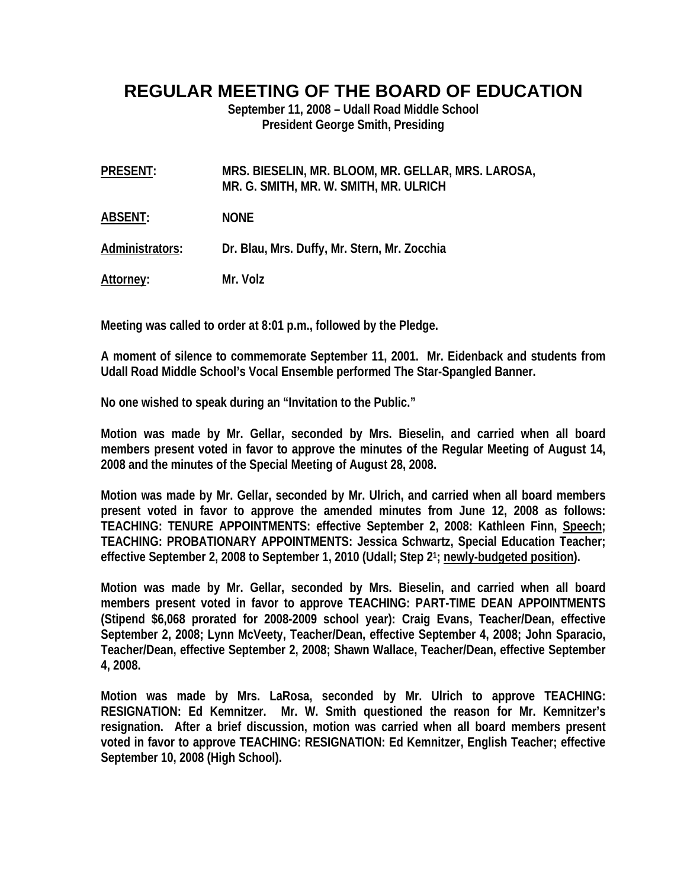# REGULAR MEETING OF THE BOARD OF EDUCATION

**September 11, 2008 – Udall Road Middle School**
**President George Smith, Presiding**

**PRESENT:** MRS. BIESELIN, MR. BLOOM, MR. GELLAR, MRS. LAROSA, MR. G. SMITH, MR. W. SMITH, MR. ULRICH

**ABSENT:** NONE

**Administrators:** Dr. Blau, Mrs. Duffy, Mr. Stern, Mr. Zocchia

**Attorney:** Mr. Volz

**Meeting was called to order at 8:01 p.m., followed by the Pledge.**

**A moment of silence to commemorate September 11, 2001. Mr. Eidenback and students from Udall Road Middle School's Vocal Ensemble performed The Star-Spangled Banner.**

**No one wished to speak during an "Invitation to the Public."**

**Motion was made by Mr. Gellar, seconded by Mrs. Bieselin, and carried when all board members present voted in favor to approve the minutes of the Regular Meeting of August 14, 2008 and the minutes of the Special Meeting of August 28, 2008.**

**Motion was made by Mr. Gellar, seconded by Mr. Ulrich, and carried when all board members present voted in favor to approve the amended minutes from June 12, 2008 as follows: TEACHING: TENURE APPOINTMENTS: effective September 2, 2008: Kathleen Finn, <u>Speech</u>; TEACHING: PROBATIONARY APPOINTMENTS: Jessica Schwartz, Special Education Teacher; effective September 2, 2008 to September 1, 2010 (Udall; Step 2[1]; <u>newly-budgeted position</u>).**

**Motion was made by Mr. Gellar, seconded by Mrs. Bieselin, and carried when all board members present voted in favor to approve TEACHING: PART-TIME DEAN APPOINTMENTS (Stipend $6,068 prorated for 2008-2009 school year): Craig Evans, Teacher/Dean, effective September 2, 2008; Lynn McVeety, Teacher/Dean, effective September 4, 2008; John Sparacio, Teacher/Dean, effective September 2, 2008; Shawn Wallace, Teacher/Dean, effective September 4, 2008.**

**Motion was made by Mrs. LaRosa, seconded by Mr. Ulrich to approve TEACHING: RESIGNATION: Ed Kemnitzer. Mr. W. Smith questioned the reason for Mr. Kemnitzer's resignation. After a brief discussion, motion was carried when all board members present voted in favor to approve TEACHING: RESIGNATION: Ed Kemnitzer, English Teacher; effective September 10, 2008 (High School).**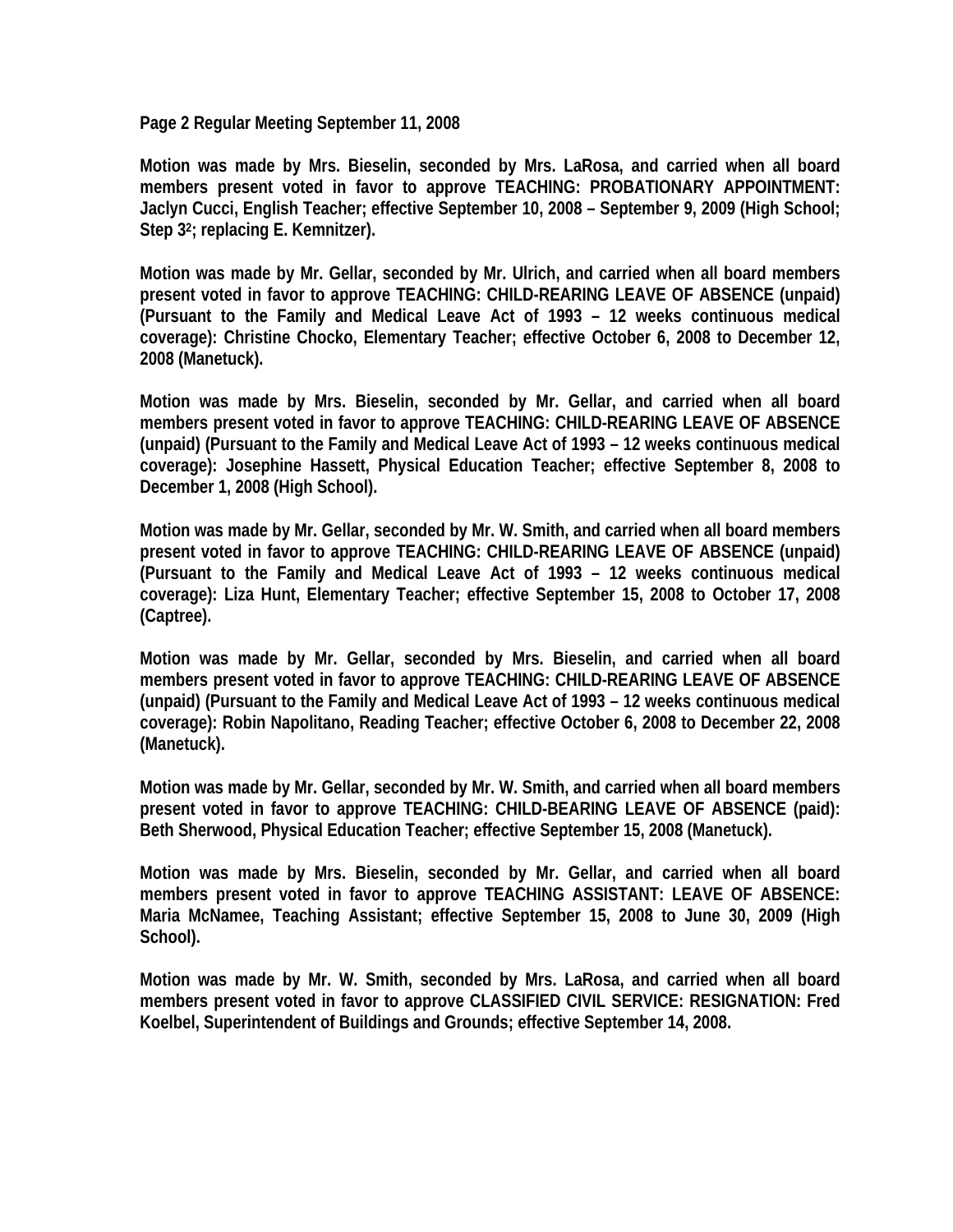**Page 2 Regular Meeting September 11, 2008**

**Motion was made by Mrs. Bieselin, seconded by Mrs. LaRosa, and carried when all board members present voted in favor to approve TEACHING: PROBATIONARY APPOINTMENT: Jaclyn Cucci, English Teacher; effective September 10, 2008 – September 9, 2009 (High School; Step 3[2]; replacing E. Kemnitzer).**

**Motion was made by Mr. Gellar, seconded by Mr. Ulrich, and carried when all board members present voted in favor to approve TEACHING: CHILD-REARING LEAVE OF ABSENCE (unpaid) (Pursuant to the Family and Medical Leave Act of 1993 – 12 weeks continuous medical coverage): Christine Chocko, Elementary Teacher; effective October 6, 2008 to December 12, 2008 (Manetuck).**

**Motion was made by Mrs. Bieselin, seconded by Mr. Gellar, and carried when all board members present voted in favor to approve TEACHING: CHILD-REARING LEAVE OF ABSENCE (unpaid) (Pursuant to the Family and Medical Leave Act of 1993 – 12 weeks continuous medical coverage): Josephine Hassett, Physical Education Teacher; effective September 8, 2008 to December 1, 2008 (High School).**

**Motion was made by Mr. Gellar, seconded by Mr. W. Smith, and carried when all board members present voted in favor to approve TEACHING: CHILD-REARING LEAVE OF ABSENCE (unpaid) (Pursuant to the Family and Medical Leave Act of 1993 – 12 weeks continuous medical coverage): Liza Hunt, Elementary Teacher; effective September 15, 2008 to October 17, 2008 (Captree).**

**Motion was made by Mr. Gellar, seconded by Mrs. Bieselin, and carried when all board members present voted in favor to approve TEACHING: CHILD-REARING LEAVE OF ABSENCE (unpaid) (Pursuant to the Family and Medical Leave Act of 1993 – 12 weeks continuous medical coverage): Robin Napolitano, Reading Teacher; effective October 6, 2008 to December 22, 2008 (Manetuck).**

**Motion was made by Mr. Gellar, seconded by Mr. W. Smith, and carried when all board members present voted in favor to approve TEACHING: CHILD-BEARING LEAVE OF ABSENCE (paid): Beth Sherwood, Physical Education Teacher; effective September 15, 2008 (Manetuck).**

**Motion was made by Mrs. Bieselin, seconded by Mr. Gellar, and carried when all board members present voted in favor to approve TEACHING ASSISTANT: LEAVE OF ABSENCE: Maria McNamee, Teaching Assistant; effective September 15, 2008 to June 30, 2009 (High School).**

**Motion was made by Mr. W. Smith, seconded by Mrs. LaRosa, and carried when all board members present voted in favor to approve CLASSIFIED CIVIL SERVICE: RESIGNATION: Fred Koelbel, Superintendent of Buildings and Grounds; effective September 14, 2008.**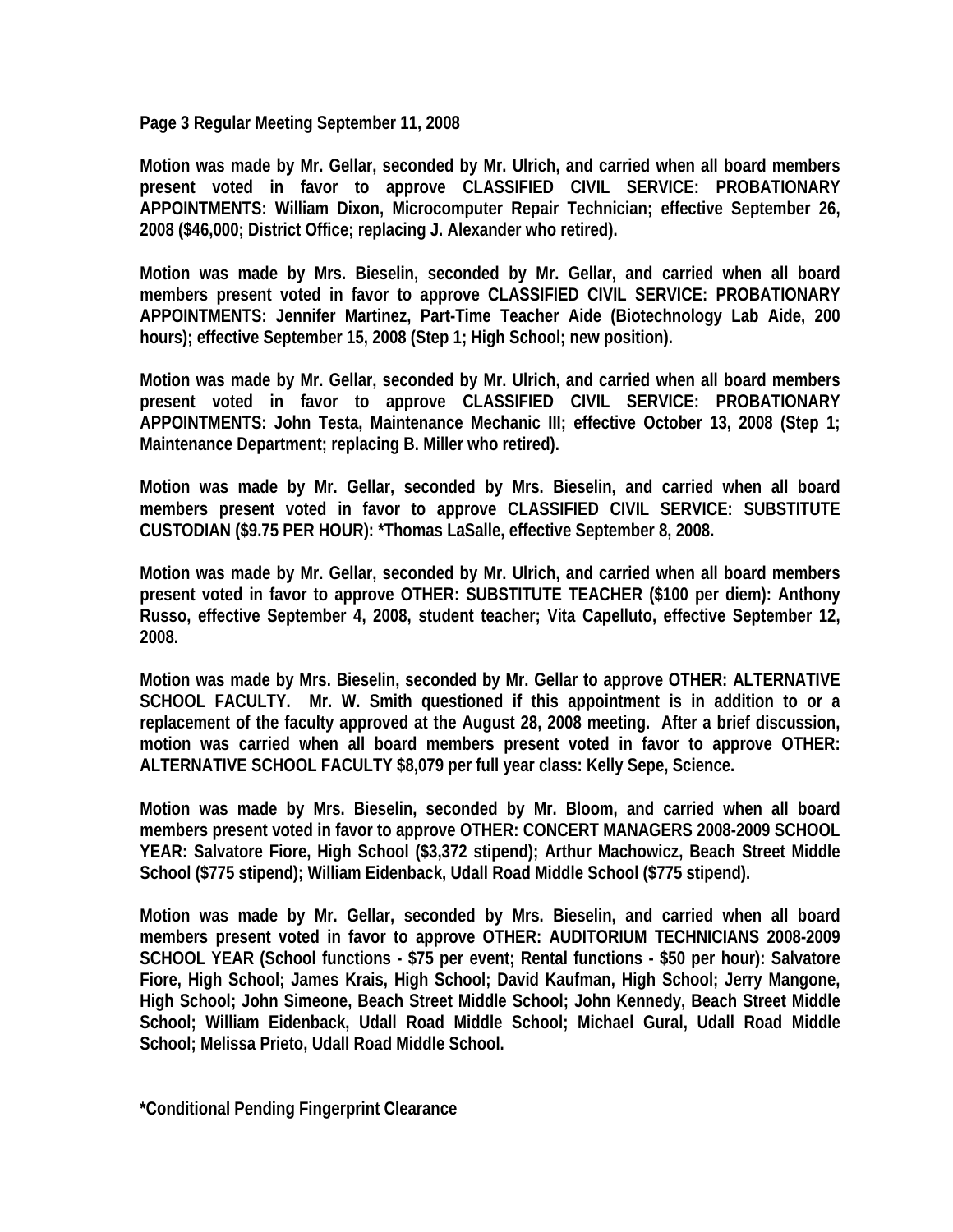Motion was made by Mr. Gellar, seconded by Mr. Ulrich, and carried when all board members present voted in favor to approve CLASSIFIED CIVIL SERVICE: PROBATIONARY APPOINTMENTS: William Dixon, Microcomputer Repair Technician; effective September 26, 2008 ($46,000; District Office; replacing J. Alexander who retired).

Motion was made by Mrs. Bieselin, seconded by Mr. Gellar, and carried when all board members present voted in favor to approve CLASSIFIED CIVIL SERVICE: PROBATIONARY APPOINTMENTS: Jennifer Martinez, Part-Time Teacher Aide (Biotechnology Lab Aide, 200 hours); effective September 15, 2008 (Step 1; High School; new position).

Motion was made by Mr. Gellar, seconded by Mr. Ulrich, and carried when all board members present voted in favor to approve CLASSIFIED CIVIL SERVICE: PROBATIONARY APPOINTMENTS: John Testa, Maintenance Mechanic III; effective October 13, 2008 (Step 1; Maintenance Department; replacing B. Miller who retired).

Motion was made by Mr. Gellar, seconded by Mrs. Bieselin, and carried when all board members present voted in favor to approve CLASSIFIED CIVIL SERVICE: SUBSTITUTE CUSTODIAN ($9.75 PER HOUR): *Thomas LaSalle, effective September 8, 2008.

Motion was made by Mr. Gellar, seconded by Mr. Ulrich, and carried when all board members present voted in favor to approve OTHER: SUBSTITUTE TEACHER ($100 per diem): Anthony Russo, effective September 4, 2008, student teacher; Vita Capelluto, effective September 12, 2008.

Motion was made by Mrs. Bieselin, seconded by Mr. Gellar to approve OTHER: ALTERNATIVE SCHOOL FACULTY. Mr. W. Smith questioned if this appointment is in addition to or a replacement of the faculty approved at the August 28, 2008 meeting. After a brief discussion, motion was carried when all board members present voted in favor to approve OTHER: ALTERNATIVE SCHOOL FACULTY $8,079 per full year class: Kelly Sepe, Science.

Motion was made by Mrs. Bieselin, seconded by Mr. Bloom, and carried when all board members present voted in favor to approve OTHER: CONCERT MANAGERS 2008-2009 SCHOOL YEAR: Salvatore Fiore, High School ($3,372 stipend); Arthur Machowicz, Beach Street Middle School ($775 stipend); William Eidenback, Udall Road Middle School ($775 stipend).

Motion was made by Mr. Gellar, seconded by Mrs. Bieselin, and carried when all board members present voted in favor to approve OTHER: AUDITORIUM TECHNICIANS 2008-2009 SCHOOL YEAR (School functions - $75 per event; Rental functions - $50 per hour): Salvatore Fiore, High School; James Krais, High School; David Kaufman, High School; Jerry Mangone, High School; John Simeone, Beach Street Middle School; John Kennedy, Beach Street Middle School; William Eidenback, Udall Road Middle School; Michael Gural, Udall Road Middle School; Melissa Prieto, Udall Road Middle School.

*Conditional Pending Fingerprint Clearance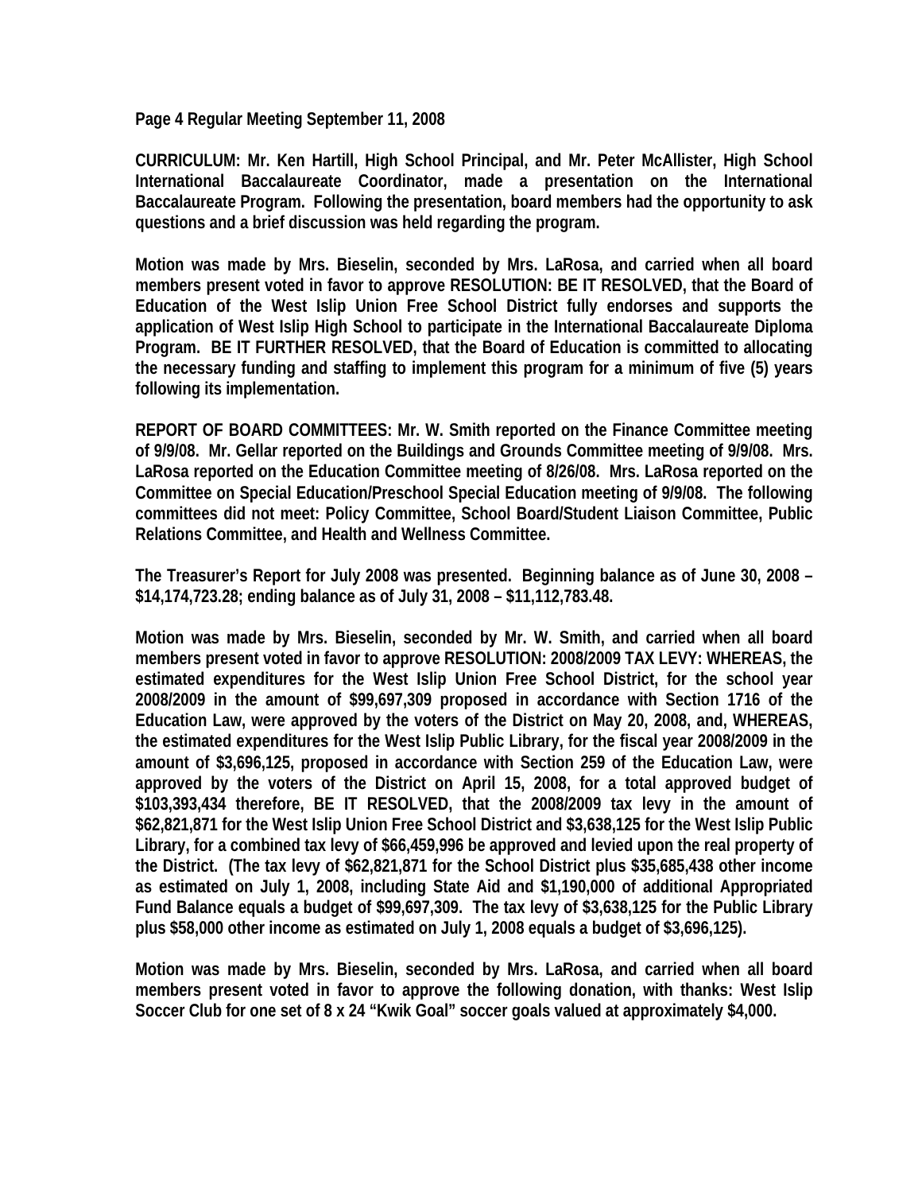**CURRICULUM: Mr. Ken Hartill, High School Principal, and Mr. Peter McAllister, High School International Baccalaureate Coordinator, made a presentation on the International Baccalaureate Program. Following the presentation, board members had the opportunity to ask questions and a brief discussion was held regarding the program.**

**Motion was made by Mrs. Bieselin, seconded by Mrs. LaRosa, and carried when all board members present voted in favor to approve RESOLUTION: BE IT RESOLVED, that the Board of Education of the West Islip Union Free School District fully endorses and supports the application of West Islip High School to participate in the International Baccalaureate Diploma Program. BE IT FURTHER RESOLVED, that the Board of Education is committed to allocating the necessary funding and staffing to implement this program for a minimum of five (5) years following its implementation.**

**REPORT OF BOARD COMMITTEES: Mr. W. Smith reported on the Finance Committee meeting of 9/9/08. Mr. Gellar reported on the Buildings and Grounds Committee meeting of 9/9/08. Mrs. LaRosa reported on the Education Committee meeting of 8/26/08. Mrs. LaRosa reported on the Committee on Special Education/Preschool Special Education meeting of 9/9/08. The following committees did not meet: Policy Committee, School Board/Student Liaison Committee, Public Relations Committee, and Health and Wellness Committee.**

**The Treasurer's Report for July 2008 was presented. Beginning balance as of June 30, 2008 – $14,174,723.28; ending balance as of July 31, 2008 – $11,112,783.48.**

**Motion was made by Mrs. Bieselin, seconded by Mr. W. Smith, and carried when all board members present voted in favor to approve RESOLUTION: 2008/2009 TAX LEVY: WHEREAS, the estimated expenditures for the West Islip Union Free School District, for the school year 2008/2009 in the amount of $99,697,309 proposed in accordance with Section 1716 of the Education Law, were approved by the voters of the District on May 20, 2008, and, WHEREAS, the estimated expenditures for the West Islip Public Library, for the fiscal year 2008/2009 in the amount of $3,696,125, proposed in accordance with Section 259 of the Education Law, were approved by the voters of the District on April 15, 2008, for a total approved budget of $103,393,434 therefore, BE IT RESOLVED, that the 2008/2009 tax levy in the amount of $62,821,871 for the West Islip Union Free School District and $3,638,125 for the West Islip Public Library, for a combined tax levy of $66,459,996 be approved and levied upon the real property of the District. (The tax levy of $62,821,871 for the School District plus $35,685,438 other income as estimated on July 1, 2008, including State Aid and $1,190,000 of additional Appropriated Fund Balance equals a budget of $99,697,309. The tax levy of $3,638,125 for the Public Library plus $58,000 other income as estimated on July 1, 2008 equals a budget of $3,696,125).**

**Motion was made by Mrs. Bieselin, seconded by Mrs. LaRosa, and carried when all board members present voted in favor to approve the following donation, with thanks: West Islip Soccer Club for one set of 8 x 24 "Kwik Goal" soccer goals valued at approximately $4,000.**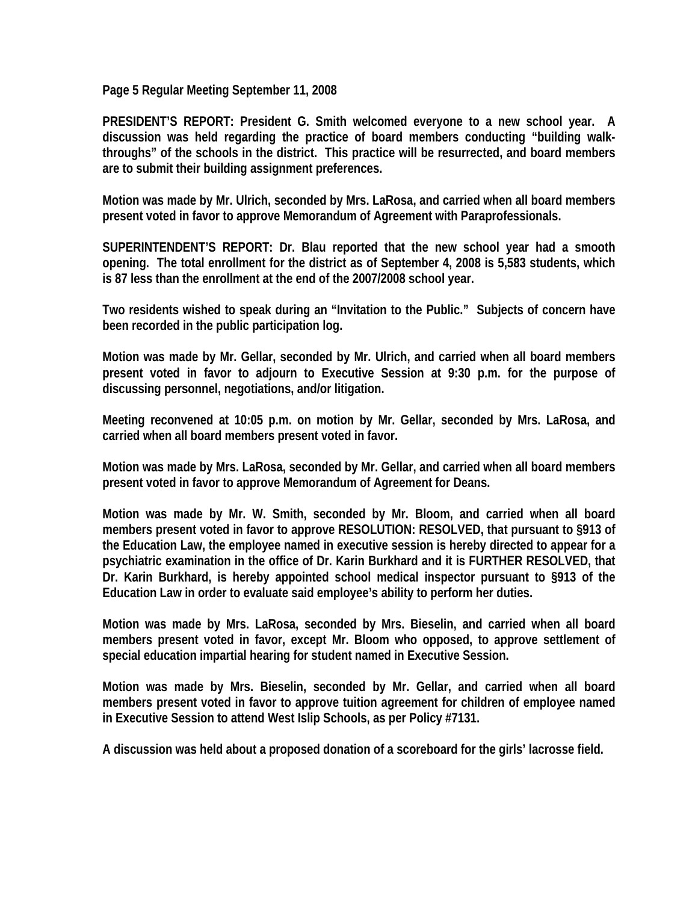**PRESIDENT'S REPORT: President G. Smith welcomed everyone to a new school year. A discussion was held regarding the practice of board members conducting "building walk-throughs" of the schools in the district. This practice will be resurrected, and board members are to submit their building assignment preferences.**

**Motion was made by Mr. Ulrich, seconded by Mrs. LaRosa, and carried when all board members present voted in favor to approve Memorandum of Agreement with Paraprofessionals.**

**SUPERINTENDENT'S REPORT: Dr. Blau reported that the new school year had a smooth opening. The total enrollment for the district as of September 4, 2008 is 5,583 students, which is 87 less than the enrollment at the end of the 2007/2008 school year.**

**Two residents wished to speak during an "Invitation to the Public." Subjects of concern have been recorded in the public participation log.**

**Motion was made by Mr. Gellar, seconded by Mr. Ulrich, and carried when all board members present voted in favor to adjourn to Executive Session at 9:30 p.m. for the purpose of discussing personnel, negotiations, and/or litigation.**

**Meeting reconvened at 10:05 p.m. on motion by Mr. Gellar, seconded by Mrs. LaRosa, and carried when all board members present voted in favor.**

**Motion was made by Mrs. LaRosa, seconded by Mr. Gellar, and carried when all board members present voted in favor to approve Memorandum of Agreement for Deans.**

**Motion was made by Mr. W. Smith, seconded by Mr. Bloom, and carried when all board members present voted in favor to approve RESOLUTION: RESOLVED, that pursuant to §913 of the Education Law, the employee named in executive session is hereby directed to appear for a psychiatric examination in the office of Dr. Karin Burkhard and it is FURTHER RESOLVED, that Dr. Karin Burkhard, is hereby appointed school medical inspector pursuant to §913 of the Education Law in order to evaluate said employee's ability to perform her duties.**

**Motion was made by Mrs. LaRosa, seconded by Mrs. Bieselin, and carried when all board members present voted in favor, except Mr. Bloom who opposed, to approve settlement of special education impartial hearing for student named in Executive Session.**

**Motion was made by Mrs. Bieselin, seconded by Mr. Gellar, and carried when all board members present voted in favor to approve tuition agreement for children of employee named in Executive Session to attend West Islip Schools, as per Policy #7131.**

**A discussion was held about a proposed donation of a scoreboard for the girls' lacrosse field.**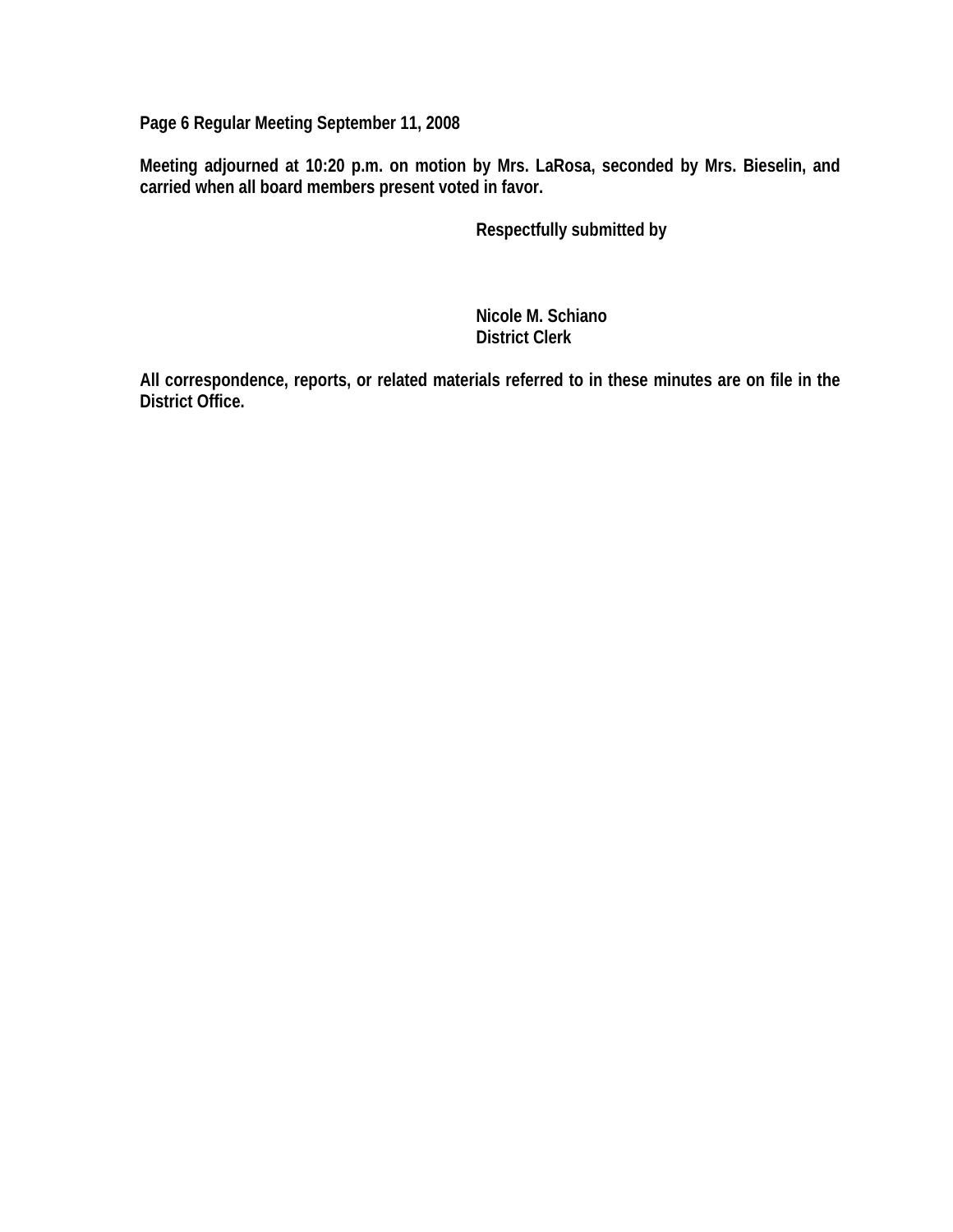Meeting adjourned at 10:20 p.m. on motion by Mrs. LaRosa, seconded by Mrs. Bieselin, and carried when all board members present voted in favor.

Respectfully submitted by

Nicole M. Schiano
District Clerk

All correspondence, reports, or related materials referred to in these minutes are on file in the District Office.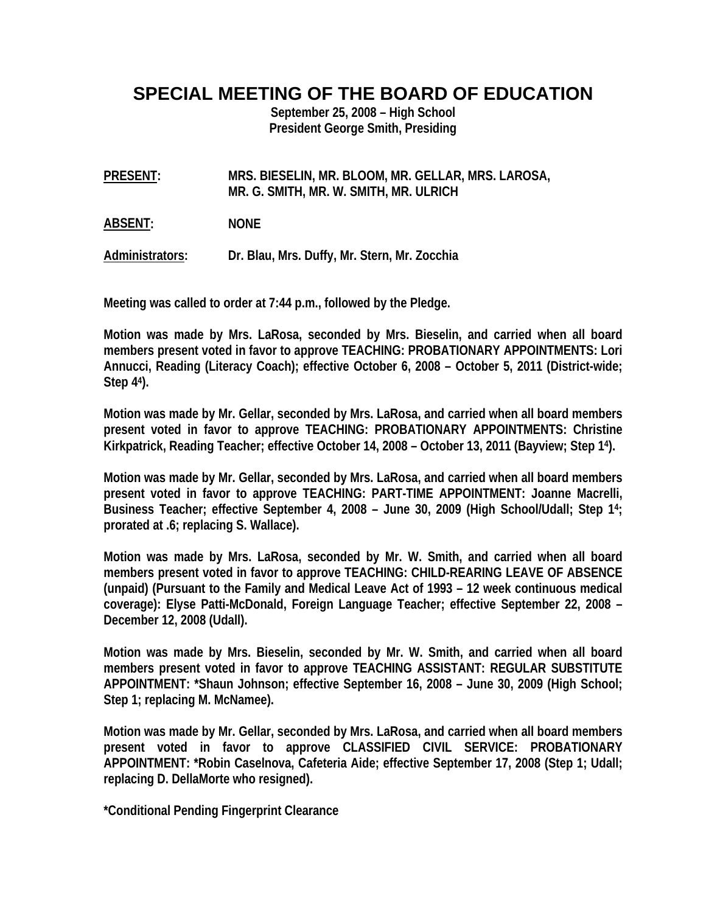# SPECIAL MEETING OF THE BOARD OF EDUCATION

**September 25, 2008 – High School**
**President George Smith, Presiding**

**PRESENT:** MRS. BIESELIN, MR. BLOOM, MR. GELLAR, MRS. LAROSA, MR. G. SMITH, MR. W. SMITH, MR. ULRICH

**ABSENT:** NONE

**Administrators:** Dr. Blau, Mrs. Duffy, Mr. Stern, Mr. Zocchia

Meeting was called to order at 7:44 p.m., followed by the Pledge.

Motion was made by Mrs. LaRosa, seconded by Mrs. Bieselin, and carried when all board members present voted in favor to approve TEACHING: PROBATIONARY APPOINTMENTS: Lori Annucci, Reading (Literacy Coach); effective October 6, 2008 – October 5, 2011 (District-wide; Step 4[4]).

Motion was made by Mr. Gellar, seconded by Mrs. LaRosa, and carried when all board members present voted in favor to approve TEACHING: PROBATIONARY APPOINTMENTS: Christine Kirkpatrick, Reading Teacher; effective October 14, 2008 – October 13, 2011 (Bayview; Step 1[4]).

Motion was made by Mr. Gellar, seconded by Mrs. LaRosa, and carried when all board members present voted in favor to approve TEACHING: PART-TIME APPOINTMENT: Joanne Macrelli, Business Teacher; effective September 4, 2008 – June 30, 2009 (High School/Udall; Step 1[4]; prorated at .6; replacing S. Wallace).

Motion was made by Mrs. LaRosa, seconded by Mr. W. Smith, and carried when all board members present voted in favor to approve TEACHING: CHILD-REARING LEAVE OF ABSENCE (unpaid) (Pursuant to the Family and Medical Leave Act of 1993 – 12 week continuous medical coverage): Elyse Patti-McDonald, Foreign Language Teacher; effective September 22, 2008 – December 12, 2008 (Udall).

Motion was made by Mrs. Bieselin, seconded by Mr. W. Smith, and carried when all board members present voted in favor to approve TEACHING ASSISTANT: REGULAR SUBSTITUTE APPOINTMENT: *Shaun Johnson; effective September 16, 2008 – June 30, 2009 (High School; Step 1; replacing M. McNamee).

Motion was made by Mr. Gellar, seconded by Mrs. LaRosa, and carried when all board members present voted in favor to approve CLASSIFIED CIVIL SERVICE: PROBATIONARY APPOINTMENT: *Robin Caselnova, Cafeteria Aide; effective September 17, 2008 (Step 1; Udall; replacing D. DellaMorte who resigned).

*Conditional Pending Fingerprint Clearance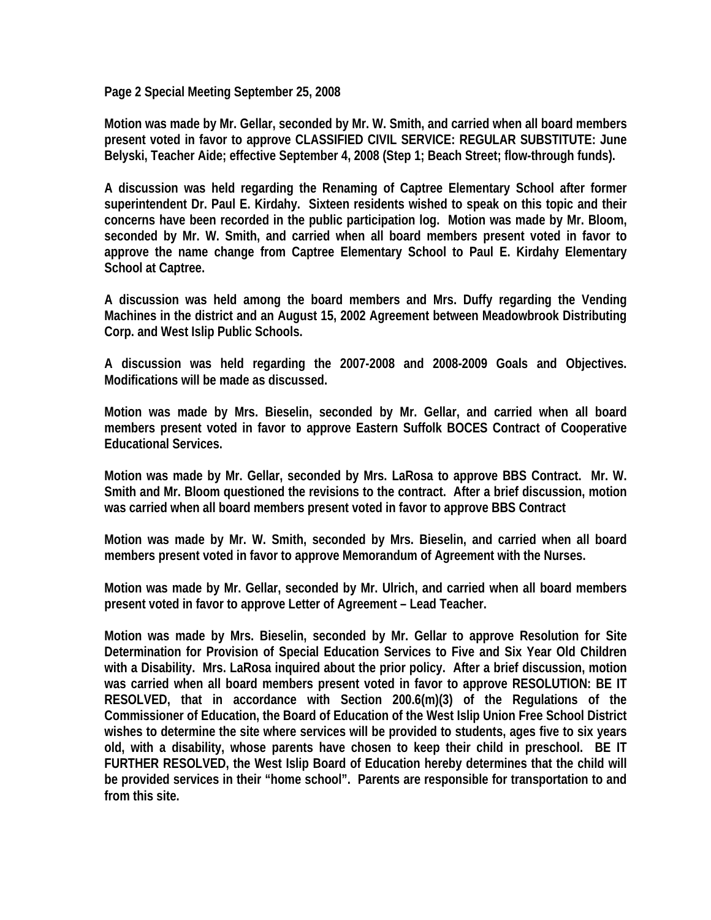**Page 2 Special Meeting September 25, 2008**

**Motion was made by Mr. Gellar, seconded by Mr. W. Smith, and carried when all board members present voted in favor to approve CLASSIFIED CIVIL SERVICE: REGULAR SUBSTITUTE: June Belyski, Teacher Aide; effective September 4, 2008 (Step 1; Beach Street; flow-through funds).**

**A discussion was held regarding the Renaming of Captree Elementary School after former superintendent Dr. Paul E. Kirdahy. Sixteen residents wished to speak on this topic and their concerns have been recorded in the public participation log. Motion was made by Mr. Bloom, seconded by Mr. W. Smith, and carried when all board members present voted in favor to approve the name change from Captree Elementary School to Paul E. Kirdahy Elementary School at Captree.**

**A discussion was held among the board members and Mrs. Duffy regarding the Vending Machines in the district and an August 15, 2002 Agreement between Meadowbrook Distributing Corp. and West Islip Public Schools.**

**A discussion was held regarding the 2007-2008 and 2008-2009 Goals and Objectives. Modifications will be made as discussed.**

**Motion was made by Mrs. Bieselin, seconded by Mr. Gellar, and carried when all board members present voted in favor to approve Eastern Suffolk BOCES Contract of Cooperative Educational Services.**

**Motion was made by Mr. Gellar, seconded by Mrs. LaRosa to approve BBS Contract. Mr. W. Smith and Mr. Bloom questioned the revisions to the contract. After a brief discussion, motion was carried when all board members present voted in favor to approve BBS Contract**

**Motion was made by Mr. W. Smith, seconded by Mrs. Bieselin, and carried when all board members present voted in favor to approve Memorandum of Agreement with the Nurses.**

**Motion was made by Mr. Gellar, seconded by Mr. Ulrich, and carried when all board members present voted in favor to approve Letter of Agreement – Lead Teacher.**

**Motion was made by Mrs. Bieselin, seconded by Mr. Gellar to approve Resolution for Site Determination for Provision of Special Education Services to Five and Six Year Old Children with a Disability. Mrs. LaRosa inquired about the prior policy. After a brief discussion, motion was carried when all board members present voted in favor to approve RESOLUTION: BE IT RESOLVED, that in accordance with Section 200.6(m)(3) of the Regulations of the Commissioner of Education, the Board of Education of the West Islip Union Free School District wishes to determine the site where services will be provided to students, ages five to six years old, with a disability, whose parents have chosen to keep their child in preschool. BE IT FURTHER RESOLVED, the West Islip Board of Education hereby determines that the child will be provided services in their "home school". Parents are responsible for transportation to and from this site.**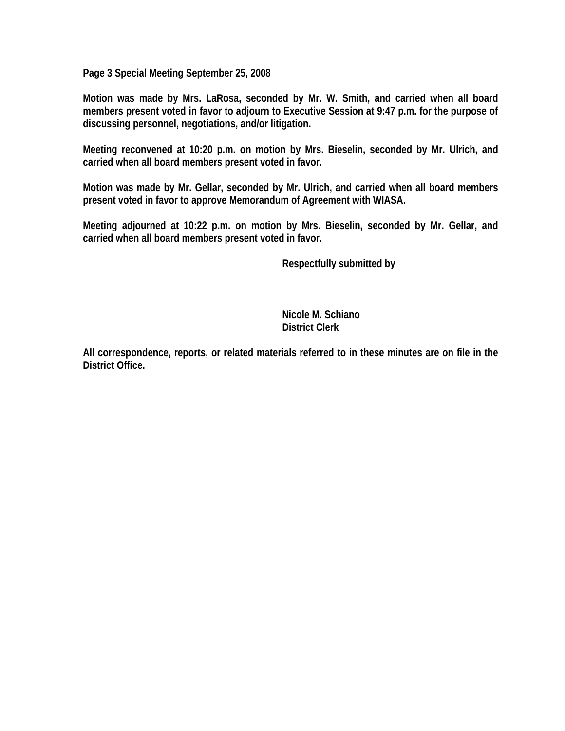**Page 3 Special Meeting September 25, 2008**

**Motion was made by Mrs. LaRosa, seconded by Mr. W. Smith, and carried when all board members present voted in favor to adjourn to Executive Session at 9:47 p.m. for the purpose of discussing personnel, negotiations, and/or litigation.**

**Meeting reconvened at 10:20 p.m. on motion by Mrs. Bieselin, seconded by Mr. Ulrich, and carried when all board members present voted in favor.**

**Motion was made by Mr. Gellar, seconded by Mr. Ulrich, and carried when all board members present voted in favor to approve Memorandum of Agreement with WIASA.**

**Meeting adjourned at 10:22 p.m. on motion by Mrs. Bieselin, seconded by Mr. Gellar, and carried when all board members present voted in favor.**

**Respectfully submitted by**

**Nicole M. Schiano**
**District Clerk**

**All correspondence, reports, or related materials referred to in these minutes are on file in the District Office.**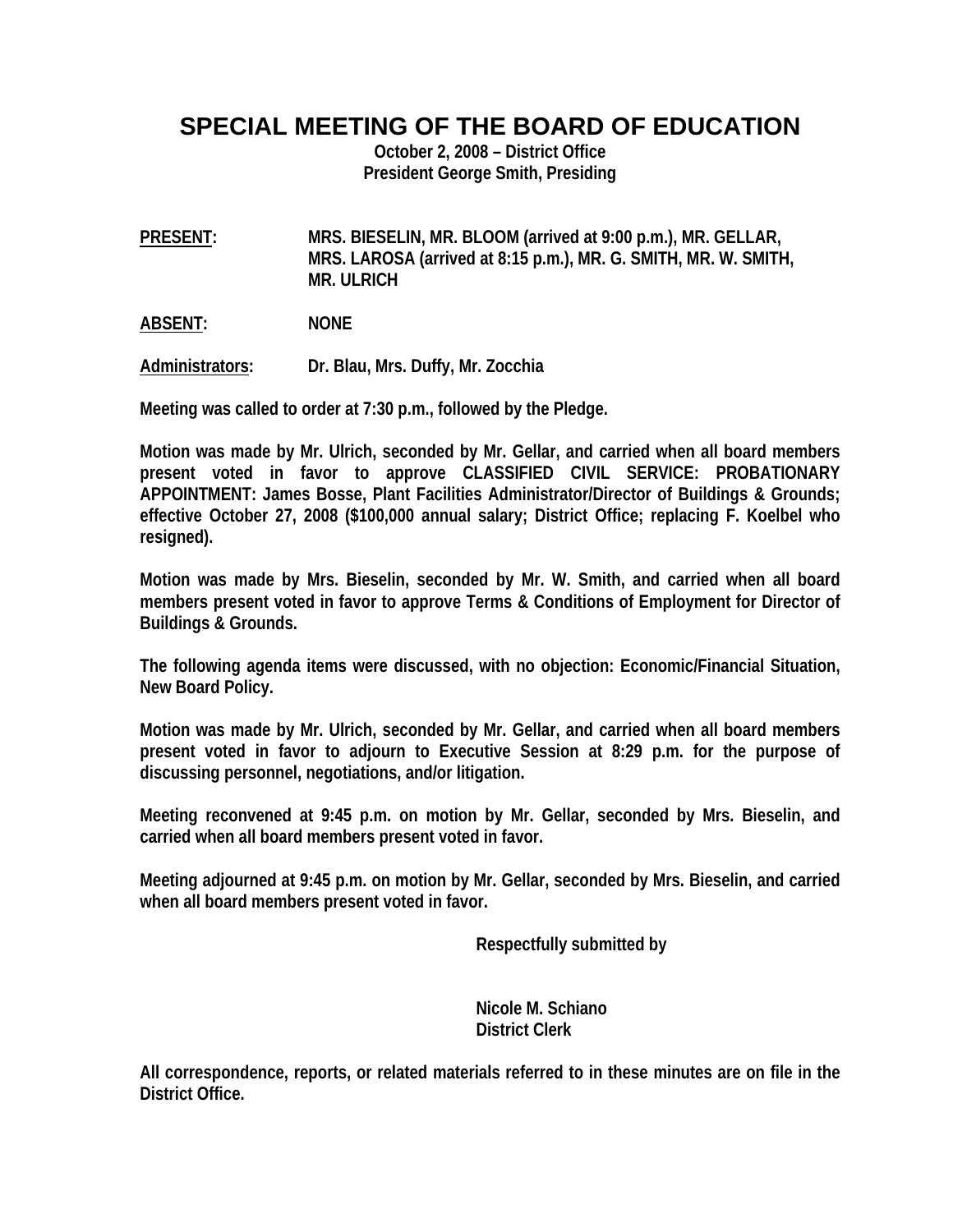# SPECIAL MEETING OF THE BOARD OF EDUCATION

**October 2, 2008 – District Office**
**President George Smith, Presiding**

**PRESENT:** MRS. BIESELIN, MR. BLOOM (arrived at 9:00 p.m.), MR. GELLAR, MRS. LAROSA (arrived at 8:15 p.m.), MR. G. SMITH, MR. W. SMITH, MR. ULRICH

**ABSENT:** NONE

**Administrators:** Dr. Blau, Mrs. Duffy, Mr. Zocchia

Meeting was called to order at 7:30 p.m., followed by the Pledge.

Motion was made by Mr. Ulrich, seconded by Mr. Gellar, and carried when all board members present voted in favor to approve CLASSIFIED CIVIL SERVICE: PROBATIONARY APPOINTMENT: James Bosse, Plant Facilities Administrator/Director of Buildings & Grounds; effective October 27, 2008 ($100,000 annual salary; District Office; replacing F. Koelbel who resigned).

Motion was made by Mrs. Bieselin, seconded by Mr. W. Smith, and carried when all board members present voted in favor to approve Terms & Conditions of Employment for Director of Buildings & Grounds.

The following agenda items were discussed, with no objection: Economic/Financial Situation, New Board Policy.

Motion was made by Mr. Ulrich, seconded by Mr. Gellar, and carried when all board members present voted in favor to adjourn to Executive Session at 8:29 p.m. for the purpose of discussing personnel, negotiations, and/or litigation.

Meeting reconvened at 9:45 p.m. on motion by Mr. Gellar, seconded by Mrs. Bieselin, and carried when all board members present voted in favor.

Meeting adjourned at 9:45 p.m. on motion by Mr. Gellar, seconded by Mrs. Bieselin, and carried when all board members present voted in favor.

Respectfully submitted by

Nicole M. Schiano
District Clerk

All correspondence, reports, or related materials referred to in these minutes are on file in the District Office.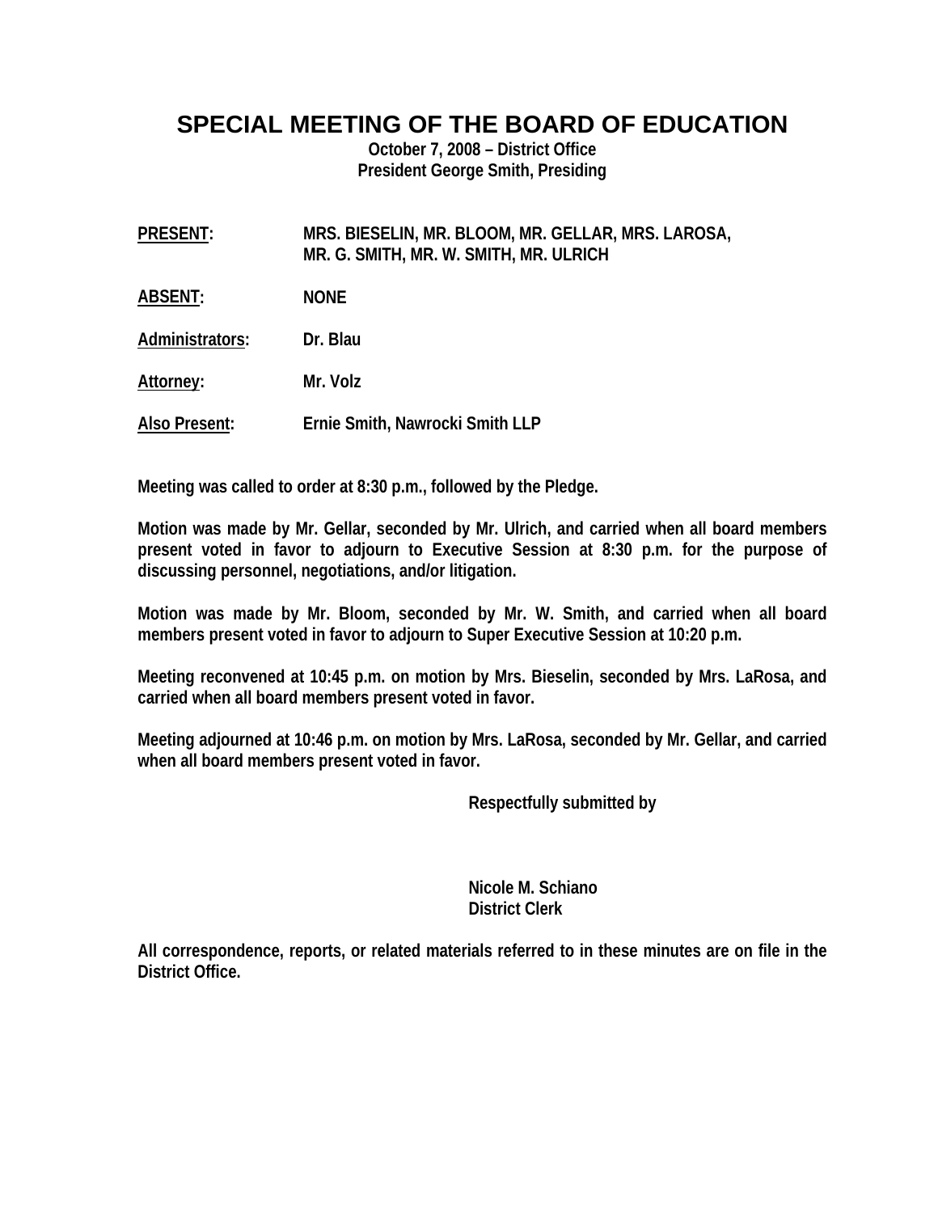# SPECIAL MEETING OF THE BOARD OF EDUCATION

**October 7, 2008 – District Office**
**President George Smith, Presiding**

| | |
|---|---|
| **PRESENT:** | **MRS. BIESELIN, MR. BLOOM, MR. GELLAR, MRS. LAROSA, MR. G. SMITH, MR. W. SMITH, MR. ULRICH** |
| **ABSENT:** | **NONE** |
| **Administrators:** | **Dr. Blau** |
| **Attorney:** | **Mr. Volz** |
| **Also Present:** | **Ernie Smith, Nawrocki Smith LLP** |

**Meeting was called to order at 8:30 p.m., followed by the Pledge.**

**Motion was made by Mr. Gellar, seconded by Mr. Ulrich, and carried when all board members present voted in favor to adjourn to Executive Session at 8:30 p.m. for the purpose of discussing personnel, negotiations, and/or litigation.**

**Motion was made by Mr. Bloom, seconded by Mr. W. Smith, and carried when all board members present voted in favor to adjourn to Super Executive Session at 10:20 p.m.**

**Meeting reconvened at 10:45 p.m. on motion by Mrs. Bieselin, seconded by Mrs. LaRosa, and carried when all board members present voted in favor.**

**Meeting adjourned at 10:46 p.m. on motion by Mrs. LaRosa, seconded by Mr. Gellar, and carried when all board members present voted in favor.**

**Respectfully submitted by**

**Nicole M. Schiano**
**District Clerk**

**All correspondence, reports, or related materials referred to in these minutes are on file in the District Office.**